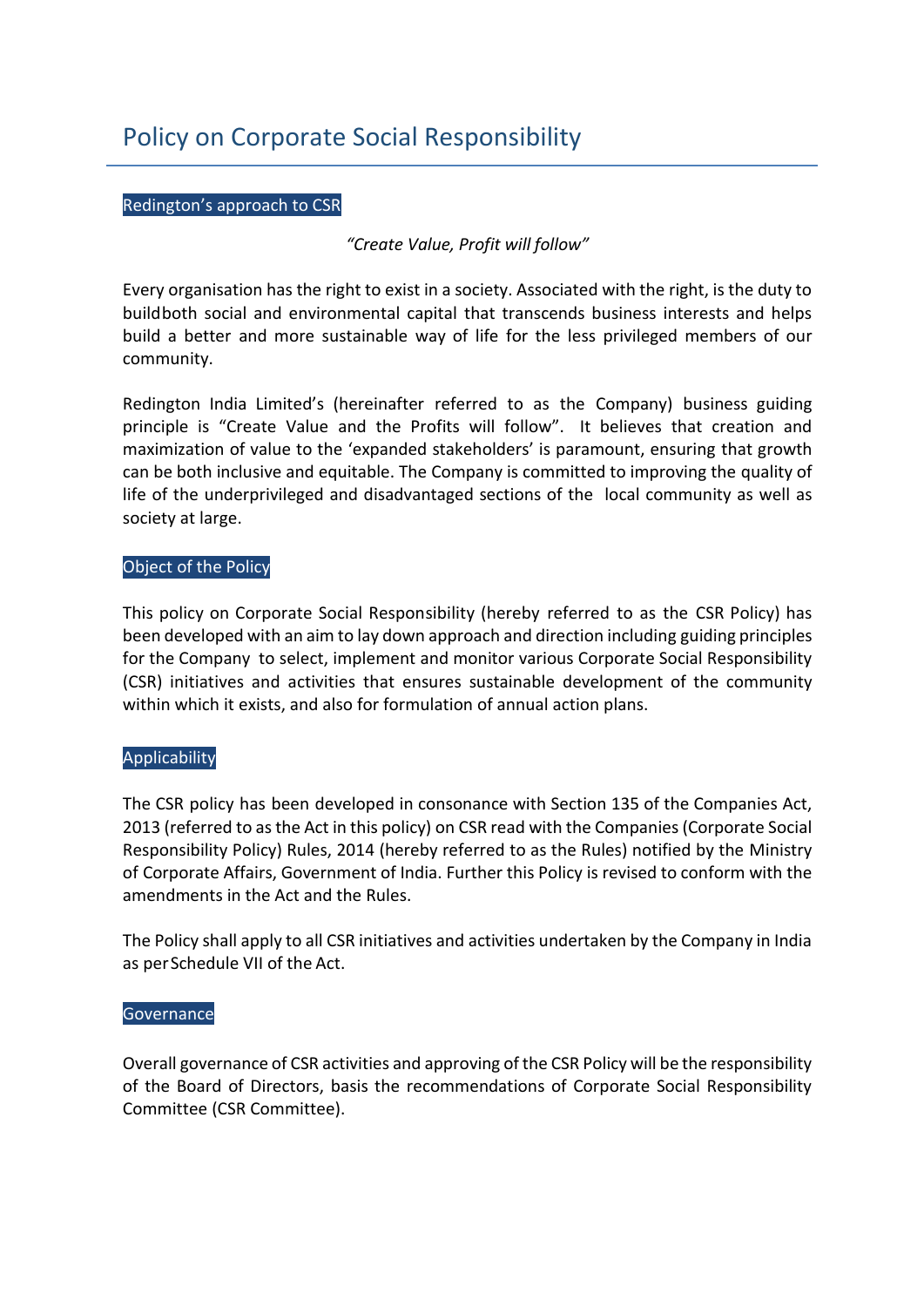# Policy on Corporate Social Responsibility

## Redington's approach to CSR

*"Create Value, Profit will follow"*

Every organisation has the right to exist in a society. Associated with the right, is the duty to buildboth social and environmental capital that transcends business interests and helps build a better and more sustainable way of life for the less privileged members of our community.

Redington India Limited's (hereinafter referred to as the Company) business guiding principle is "Create Value and the Profits will follow". It believes that creation and maximization of value to the 'expanded stakeholders' is paramount, ensuring that growth can be both inclusive and equitable. The Company is committed to improving the quality of life of the underprivileged and disadvantaged sections of the local community as well as society at large.

## Object of the Policy

This policy on Corporate Social Responsibility (hereby referred to as the CSR Policy) has been developed with an aim to lay down approach and direction including guiding principles for the Company to select, implement and monitor various Corporate Social Responsibility (CSR) initiatives and activities that ensures sustainable development of the community within which it exists, and also for formulation of annual action plans.

## Applicability

The CSR policy has been developed in consonance with Section 135 of the Companies Act, 2013 (referred to as the Act in this policy) on CSR read with the Companies (Corporate Social Responsibility Policy) Rules, 2014 (hereby referred to as the Rules) notified by the Ministry of Corporate Affairs, Government of India. Further this Policy is revised to conform with the amendments in the Act and the Rules.

The Policy shall apply to all CSR initiatives and activities undertaken by the Company in India as perSchedule VII of the Act.

## Governance

Overall governance of CSR activities and approving of the CSR Policy will be the responsibility of the Board of Directors, basis the recommendations of Corporate Social Responsibility Committee (CSR Committee).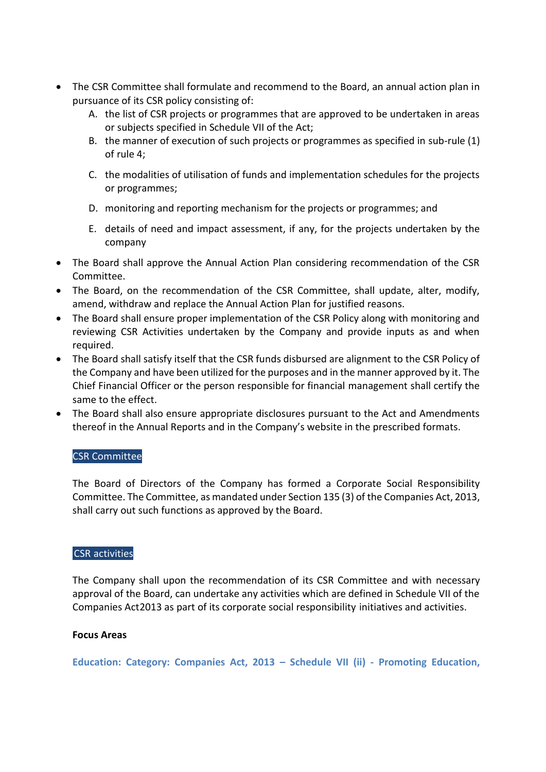- The CSR Committee shall formulate and recommend to the Board, an annual action plan in pursuance of its CSR policy consisting of:
  A. the list of CSR projects or programmes that are approved to be undertaken in areas or subjects specified in Schedule VII of the Act;
  B. the manner of execution of such projects or programmes as specified in sub-rule (1) of rule 4;
  C. the modalities of utilisation of funds and implementation schedules for the projects or programmes;
  D. monitoring and reporting mechanism for the projects or programmes; and
  E. details of need and impact assessment, if any, for the projects undertaken by the company
- The Board shall approve the Annual Action Plan considering recommendation of the CSR Committee.
- The Board, on the recommendation of the CSR Committee, shall update, alter, modify, amend, withdraw and replace the Annual Action Plan for justified reasons.
- The Board shall ensure proper implementation of the CSR Policy along with monitoring and reviewing CSR Activities undertaken by the Company and provide inputs as and when required.
- The Board shall satisfy itself that the CSR funds disbursed are alignment to the CSR Policy of the Company and have been utilized for the purposes and in the manner approved by it. The Chief Financial Officer or the person responsible for financial management shall certify the same to the effect.
- The Board shall also ensure appropriate disclosures pursuant to the Act and Amendments thereof in the Annual Reports and in the Company's website in the prescribed formats.

## CSR Committee

The Board of Directors of the Company has formed a Corporate Social Responsibility Committee. The Committee, as mandated under Section 135 (3) of the Companies Act, 2013, shall carry out such functions as approved by the Board.

## CSR activities

The Company shall upon the recommendation of its CSR Committee and with necessary approval of the Board, can undertake any activities which are defined in Schedule VII of the Companies Act2013 as part of its corporate social responsibility initiatives and activities.

**Focus Areas**

**Education: Category: Companies Act, 2013 – Schedule VII (ii) - Promoting Education,**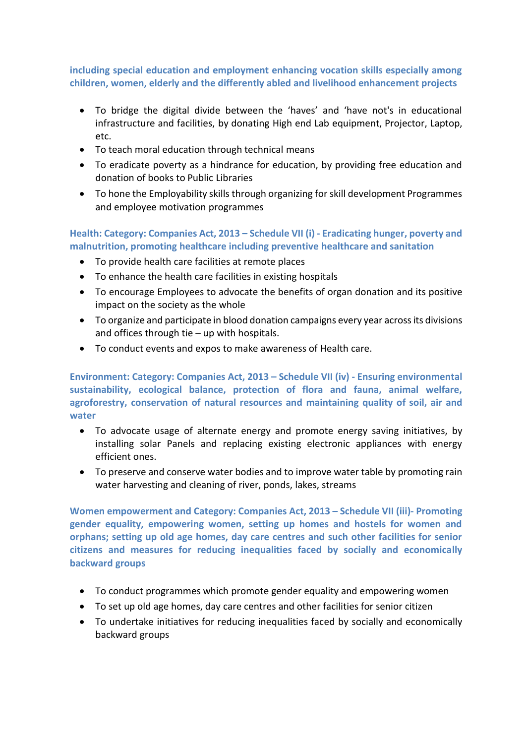**including special education and employment enhancing vocation skills especially among children, women, elderly and the differently abled and livelihood enhancement projects**

- To bridge the digital divide between the 'haves' and 'have not's in educational infrastructure and facilities, by donating High end Lab equipment, Projector, Laptop, etc.
- To teach moral education through technical means
- To eradicate poverty as a hindrance for education, by providing free education and donation of books to Public Libraries
- To hone the Employability skills through organizing for skill development Programmes and employee motivation programmes

**Health: Category: Companies Act, 2013 – Schedule VII (i) - Eradicating hunger, poverty and malnutrition, promoting healthcare including preventive healthcare and sanitation**

- To provide health care facilities at remote places
- To enhance the health care facilities in existing hospitals
- To encourage Employees to advocate the benefits of organ donation and its positive impact on the society as the whole
- To organize and participate in blood donation campaigns every year across its divisions and offices through tie – up with hospitals.
- To conduct events and expos to make awareness of Health care.

**Environment: Category: Companies Act, 2013 – Schedule VII (iv) - Ensuring environmental sustainability, ecological balance, protection of flora and fauna, animal welfare, agroforestry, conservation of natural resources and maintaining quality of soil, air and water**

- To advocate usage of alternate energy and promote energy saving initiatives, by installing solar Panels and replacing existing electronic appliances with energy efficient ones.
- To preserve and conserve water bodies and to improve water table by promoting rain water harvesting and cleaning of river, ponds, lakes, streams

**Women empowerment and Category: Companies Act, 2013 – Schedule VII (iii)- Promoting gender equality, empowering women, setting up homes and hostels for women and orphans; setting up old age homes, day care centres and such other facilities for senior citizens and measures for reducing inequalities faced by socially and economically backward groups**

- To conduct programmes which promote gender equality and empowering women
- To set up old age homes, day care centres and other facilities for senior citizen
- To undertake initiatives for reducing inequalities faced by socially and economically backward groups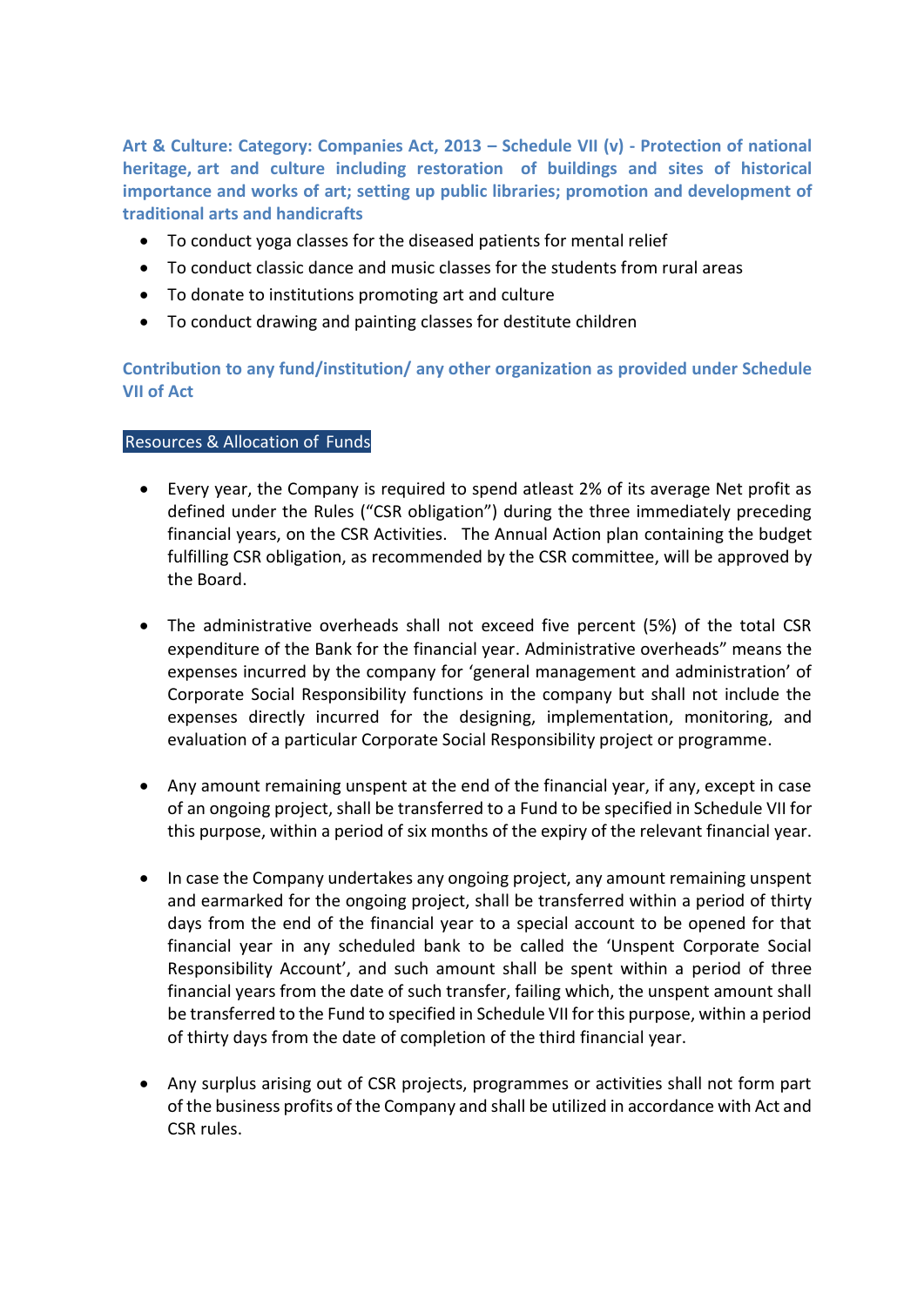**Art & Culture: Category: Companies Act, 2013 – Schedule VII (v) - Protection of national heritage, art and culture including restoration of buildings and sites of historical importance and works of art; setting up public libraries; promotion and development of traditional arts and handicrafts**

- To conduct yoga classes for the diseased patients for mental relief
- To conduct classic dance and music classes for the students from rural areas
- To donate to institutions promoting art and culture
- To conduct drawing and painting classes for destitute children

**Contribution to any fund/institution/ any other organization as provided under Schedule VII of Act**

## Resources & Allocation of Funds

- Every year, the Company is required to spend atleast 2% of its average Net profit as defined under the Rules ("CSR obligation") during the three immediately preceding financial years, on the CSR Activities. The Annual Action plan containing the budget fulfilling CSR obligation, as recommended by the CSR committee, will be approved by the Board.

- The administrative overheads shall not exceed five percent (5%) of the total CSR expenditure of the Bank for the financial year. Administrative overheads" means the expenses incurred by the company for 'general management and administration' of Corporate Social Responsibility functions in the company but shall not include the expenses directly incurred for the designing, implementation, monitoring, and evaluation of a particular Corporate Social Responsibility project or programme.

- Any amount remaining unspent at the end of the financial year, if any, except in case of an ongoing project, shall be transferred to a Fund to be specified in Schedule VII for this purpose, within a period of six months of the expiry of the relevant financial year.

- In case the Company undertakes any ongoing project, any amount remaining unspent and earmarked for the ongoing project, shall be transferred within a period of thirty days from the end of the financial year to a special account to be opened for that financial year in any scheduled bank to be called the 'Unspent Corporate Social Responsibility Account', and such amount shall be spent within a period of three financial years from the date of such transfer, failing which, the unspent amount shall be transferred to the Fund to specified in Schedule VII for this purpose, within a period of thirty days from the date of completion of the third financial year.

- Any surplus arising out of CSR projects, programmes or activities shall not form part of the business profits of the Company and shall be utilized in accordance with Act and CSR rules.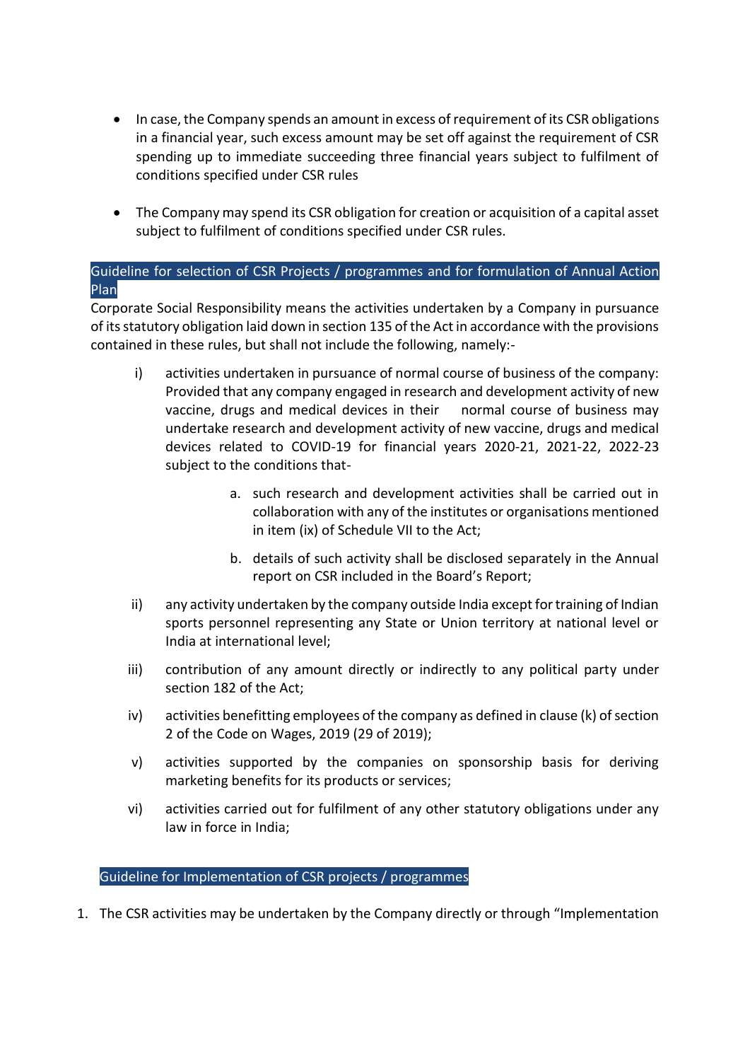- In case, the Company spends an amount in excess of requirement of its CSR obligations in a financial year, such excess amount may be set off against the requirement of CSR spending up to immediate succeeding three financial years subject to fulfilment of conditions specified under CSR rules

- The Company may spend its CSR obligation for creation or acquisition of a capital asset subject to fulfilment of conditions specified under CSR rules.

## Guideline for selection of CSR Projects / programmes and for formulation of Annual Action Plan

Corporate Social Responsibility means the activities undertaken by a Company in pursuance of its statutory obligation laid down in section 135 of the Act in accordance with the provisions contained in these rules, but shall not include the following, namely:-

i) activities undertaken in pursuance of normal course of business of the company: Provided that any company engaged in research and development activity of new vaccine, drugs and medical devices in their normal course of business may undertake research and development activity of new vaccine, drugs and medical devices related to COVID-19 for financial years 2020-21, 2021-22, 2022-23 subject to the conditions that-

   a. such research and development activities shall be carried out in collaboration with any of the institutes or organisations mentioned in item (ix) of Schedule VII to the Act;

   b. details of such activity shall be disclosed separately in the Annual report on CSR included in the Board's Report;

ii) any activity undertaken by the company outside India except for training of Indian sports personnel representing any State or Union territory at national level or India at international level;

iii) contribution of any amount directly or indirectly to any political party under section 182 of the Act;

iv) activities benefitting employees of the company as defined in clause (k) of section 2 of the Code on Wages, 2019 (29 of 2019);

v) activities supported by the companies on sponsorship basis for deriving marketing benefits for its products or services;

vi) activities carried out for fulfilment of any other statutory obligations under any law in force in India;

## Guideline for Implementation of CSR projects / programmes

1. The CSR activities may be undertaken by the Company directly or through "Implementation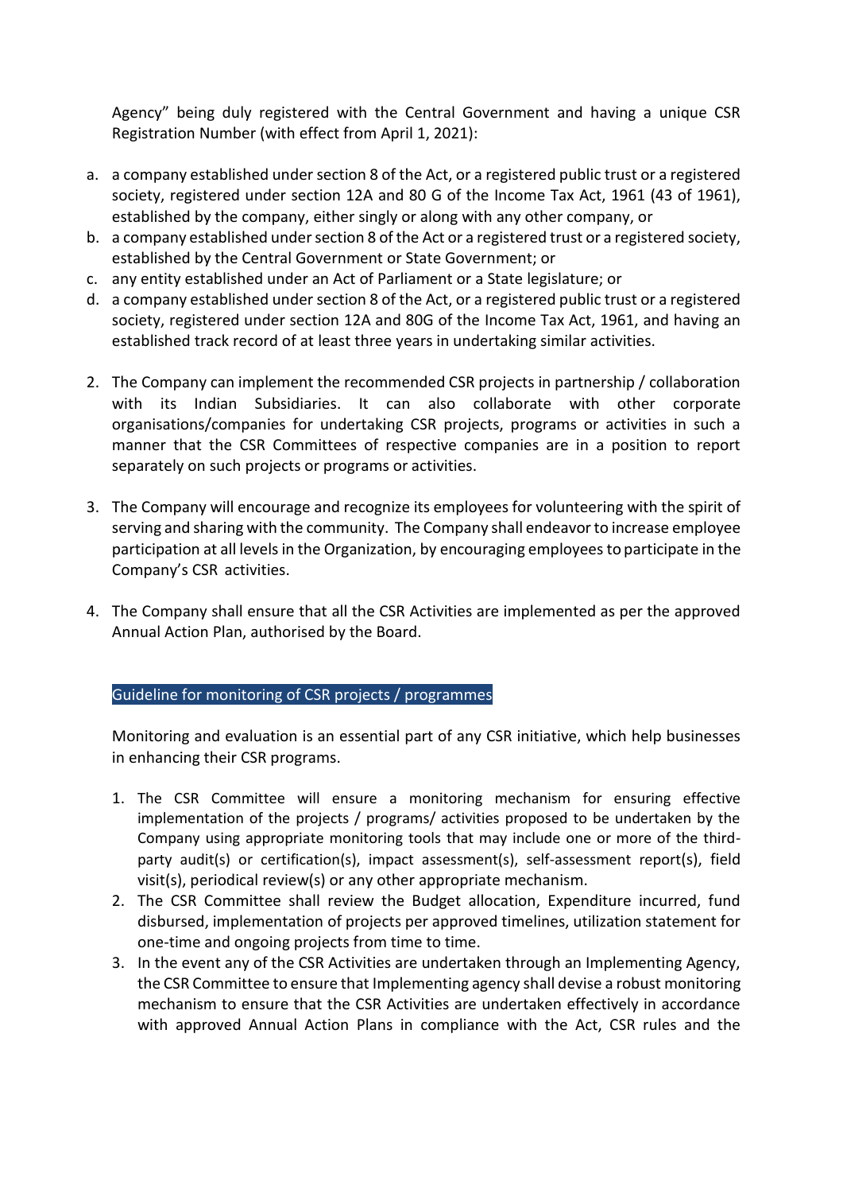Agency" being duly registered with the Central Government and having a unique CSR Registration Number (with effect from April 1, 2021):

a. a company established under section 8 of the Act, or a registered public trust or a registered society, registered under section 12A and 80 G of the Income Tax Act, 1961 (43 of 1961), established by the company, either singly or along with any other company, or
b. a company established under section 8 of the Act or a registered trust or a registered society, established by the Central Government or State Government; or
c. any entity established under an Act of Parliament or a State legislature; or
d. a company established under section 8 of the Act, or a registered public trust or a registered society, registered under section 12A and 80G of the Income Tax Act, 1961, and having an established track record of at least three years in undertaking similar activities.

2. The Company can implement the recommended CSR projects in partnership / collaboration with its Indian Subsidiaries. It can also collaborate with other corporate organisations/companies for undertaking CSR projects, programs or activities in such a manner that the CSR Committees of respective companies are in a position to report separately on such projects or programs or activities.

3. The Company will encourage and recognize its employees for volunteering with the spirit of serving and sharing with the community. The Company shall endeavor to increase employee participation at all levels in the Organization, by encouraging employees to participate in the Company's CSR activities.

4. The Company shall ensure that all the CSR Activities are implemented as per the approved Annual Action Plan, authorised by the Board.

## Guideline for monitoring of CSR projects / programmes

Monitoring and evaluation is an essential part of any CSR initiative, which help businesses in enhancing their CSR programs.

1. The CSR Committee will ensure a monitoring mechanism for ensuring effective implementation of the projects / programs/ activities proposed to be undertaken by the Company using appropriate monitoring tools that may include one or more of the third-party audit(s) or certification(s), impact assessment(s), self-assessment report(s), field visit(s), periodical review(s) or any other appropriate mechanism.
2. The CSR Committee shall review the Budget allocation, Expenditure incurred, fund disbursed, implementation of projects per approved timelines, utilization statement for one-time and ongoing projects from time to time.
3. In the event any of the CSR Activities are undertaken through an Implementing Agency, the CSR Committee to ensure that Implementing agency shall devise a robust monitoring mechanism to ensure that the CSR Activities are undertaken effectively in accordance with approved Annual Action Plans in compliance with the Act, CSR rules and the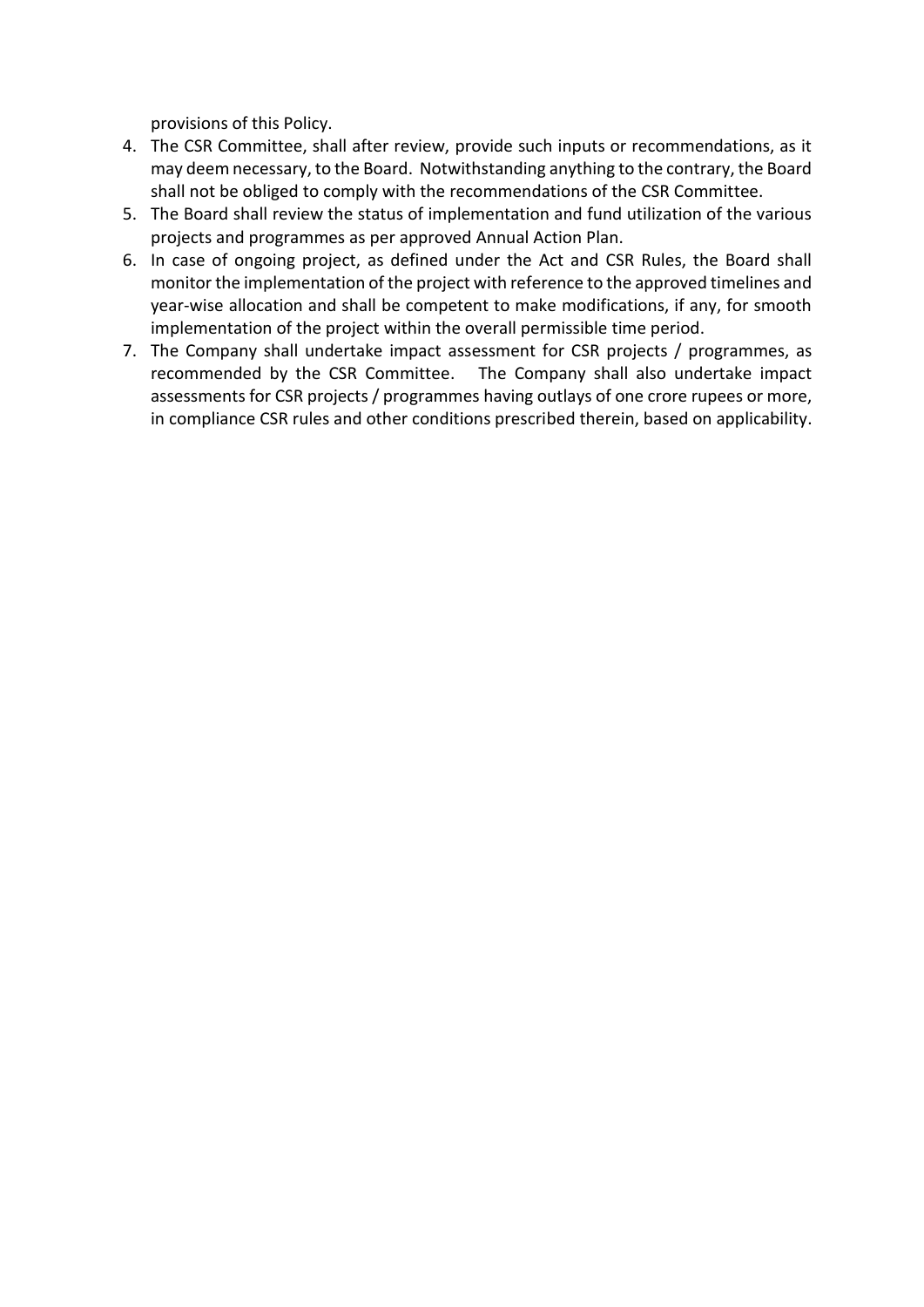provisions of this Policy.

4. The CSR Committee, shall after review, provide such inputs or recommendations, as it may deem necessary, to the Board. Notwithstanding anything to the contrary, the Board shall not be obliged to comply with the recommendations of the CSR Committee.
5. The Board shall review the status of implementation and fund utilization of the various projects and programmes as per approved Annual Action Plan.
6. In case of ongoing project, as defined under the Act and CSR Rules, the Board shall monitor the implementation of the project with reference to the approved timelines and year-wise allocation and shall be competent to make modifications, if any, for smooth implementation of the project within the overall permissible time period.
7. The Company shall undertake impact assessment for CSR projects / programmes, as recommended by the CSR Committee. The Company shall also undertake impact assessments for CSR projects / programmes having outlays of one crore rupees or more, in compliance CSR rules and other conditions prescribed therein, based on applicability.